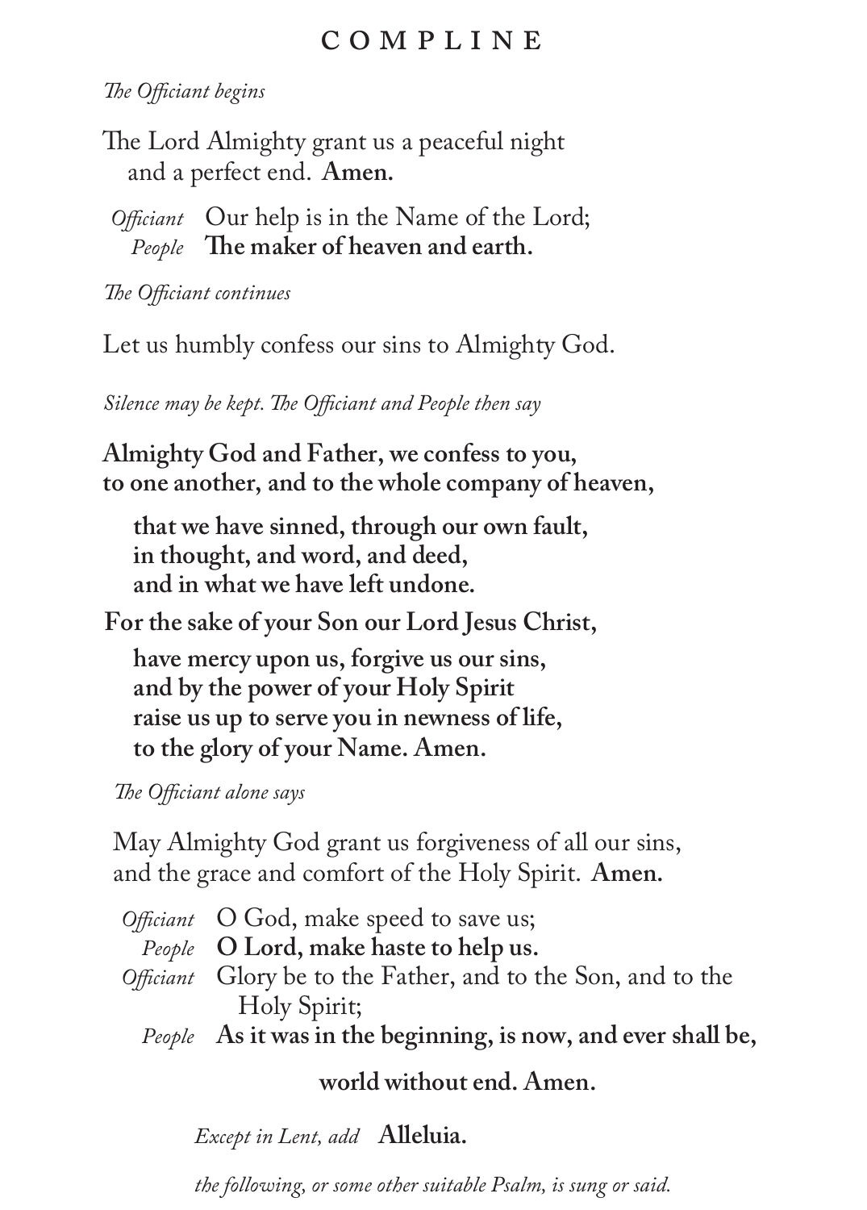# COMPLINE

*The Officiant begins*

The Lord Almighty grant us a peaceful night
and a perfect end. **Amen.**

*Officiant* Our help is in the Name of the Lord;
*People* **The maker of heaven and earth.**

*The Officiant continues*

Let us humbly confess our sins to Almighty God.

*Silence may be kept. The Officiant and People then say*

**Almighty God and Father, we confess to you,
to one another, and to the whole company of heaven,**

**that we have sinned, through our own fault,
in thought, and word, and deed,
and in what we have left undone.**

**For the sake of your Son our Lord Jesus Christ,**

**have mercy upon us, forgive us our sins,
and by the power of your Holy Spirit
raise us up to serve you in newness of life,
to the glory of your Name. Amen.**

*The Officiant alone says*

May Almighty God grant us forgiveness of all our sins,
and the grace and comfort of the Holy Spirit. **Amen.**

*Officiant* O God, make speed to save us;
*People* **O Lord, make haste to help us.**
*Officiant* Glory be to the Father, and to the Son, and to the Holy Spirit;
*People* **As it was in the beginning, is now, and ever shall be,**

**world without end. Amen.**

*Except in Lent, add* **Alleluia.**

*the following, or some other suitable Psalm, is sung or said.*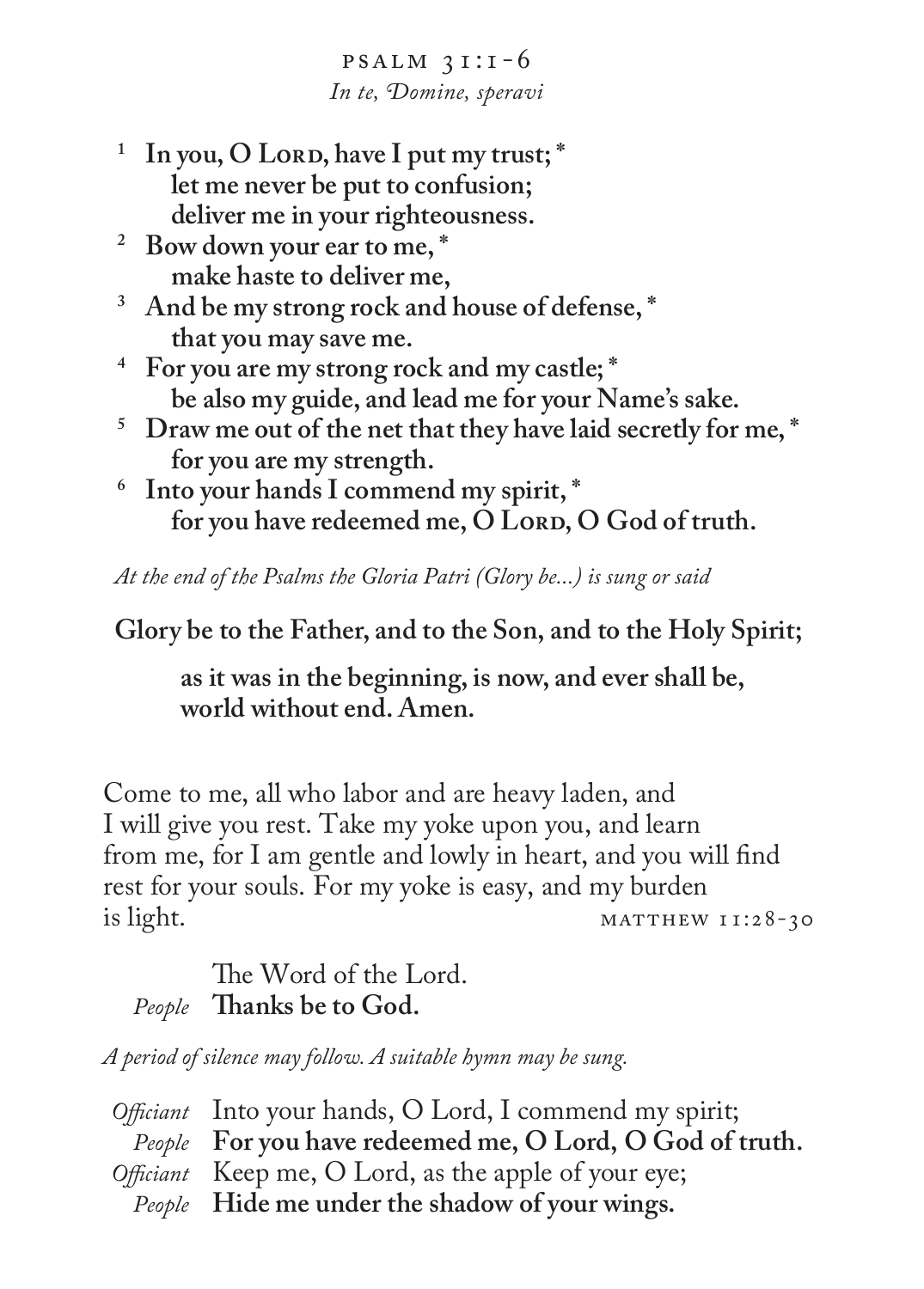## PSALM 31:1-6

*In te, Domine, speravi*

[1] **In you, O LORD, have I put my trust; \***
**let me never be put to confusion;**
**deliver me in your righteousness.**

[2] **Bow down your ear to me, \***
**make haste to deliver me,**

[3] **And be my strong rock and house of defense, \***
**that you may save me.**

[4] **For you are my strong rock and my castle; \***
**be also my guide, and lead me for your Name's sake.**

[5] **Draw me out of the net that they have laid secretly for me, \***
**for you are my strength.**

[6] **Into your hands I commend my spirit, \***
**for you have redeemed me, O LORD, O God of truth.**

*At the end of the Psalms the Gloria Patri (Glory be...) is sung or said*

**Glory be to the Father, and to the Son, and to the Holy Spirit;**

**as it was in the beginning, is now, and ever shall be,**
**world without end. Amen.**

Come to me, all who labor and are heavy laden, and I will give you rest. Take my yoke upon you, and learn from me, for I am gentle and lowly in heart, and you will find rest for your souls. For my yoke is easy, and my burden is light. MATTHEW 11:28-30

The Word of the Lord.
*People* **Thanks be to God.**

*A period of silence may follow. A suitable hymn may be sung.*

*Officiant* Into your hands, O Lord, I commend my spirit;
*People* **For you have redeemed me, O Lord, O God of truth.**
*Officiant* Keep me, O Lord, as the apple of your eye;
*People* **Hide me under the shadow of your wings.**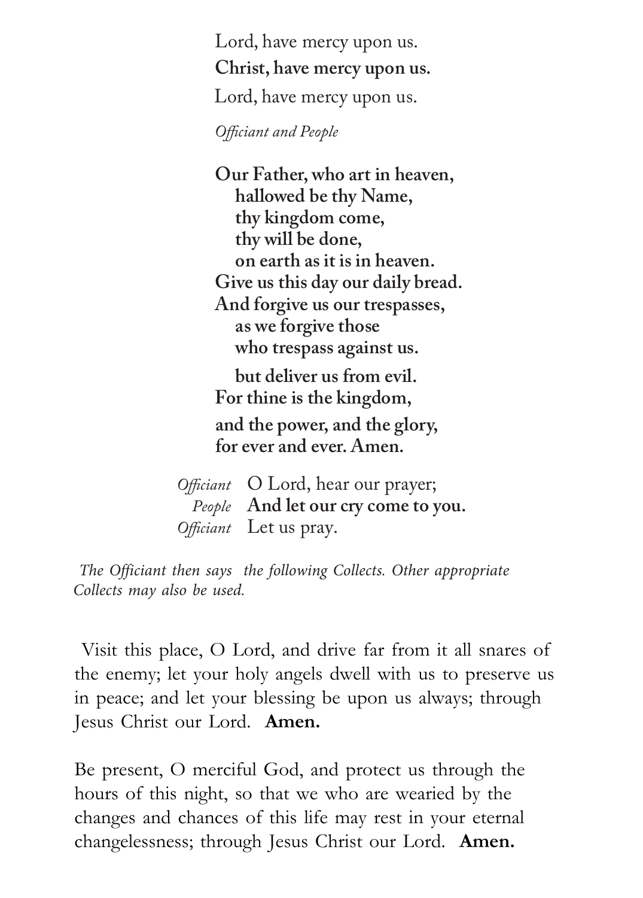Lord, have mercy upon us.  
**Christ, have mercy upon us.**  
Lord, have mercy upon us.

*Officiant and People*

**Our Father, who art in heaven,**  
**hallowed be thy Name,**  
**thy kingdom come,**  
**thy will be done,**  
**on earth as it is in heaven.**  
**Give us this day our daily bread.**  
**And forgive us our trespasses,**  
**as we forgive those**  
**who trespass against us.**  
**but deliver us from evil.**  
**For thine is the kingdom,**  
**and the power, and the glory,**  
**for ever and ever. Amen.**

*Officiant* O Lord, hear our prayer;  
*People* **And let our cry come to you.**  
*Officiant* Let us pray.

*The Officiant then says the following Collects. Other appropriate Collects may also be used.*

Visit this place, O Lord, and drive far from it all snares of the enemy; let your holy angels dwell with us to preserve us in peace; and let your blessing be upon us always; through Jesus Christ our Lord. **Amen.**

Be present, O merciful God, and protect us through the hours of this night, so that we who are wearied by the changes and chances of this life may rest in your eternal changelessness; through Jesus Christ our Lord. **Amen.**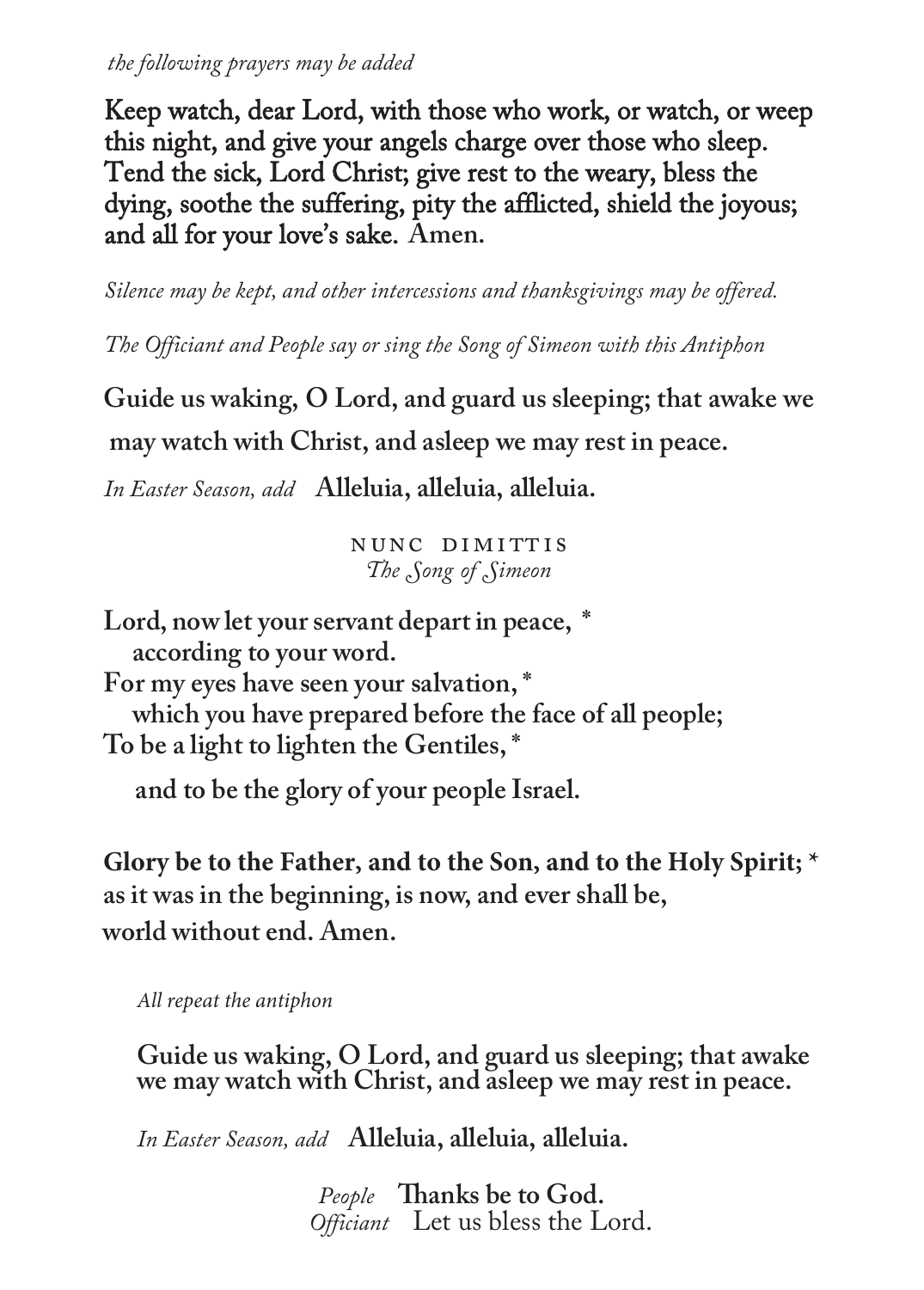*the following prayers may be added*

**Keep watch, dear Lord, with those who work, or watch, or weep this night, and give your angels charge over those who sleep. Tend the sick, Lord Christ; give rest to the weary, bless the dying, soothe the suffering, pity the afflicted, shield the joyous; and all for your love's sake. Amen.**

*Silence may be kept, and other intercessions and thanksgivings may be offered.*

*The Officiant and People say or sing the Song of Simeon with this Antiphon*

**Guide us waking, O Lord, and guard us sleeping; that awake we may watch with Christ, and asleep we may rest in peace.**

*In Easter Season, add* **Alleluia, alleluia, alleluia.**

## NUNC DIMITTIS
*The Song of Simeon*

**Lord, now let your servant depart in peace, \***
**according to your word.**
**For my eyes have seen your salvation, \***
**which you have prepared before the face of all people;**
**To be a light to lighten the Gentiles, \***
**and to be the glory of your people Israel.**

**Glory be to the Father, and to the Son, and to the Holy Spirit; \***
**as it was in the beginning, is now, and ever shall be,**
**world without end. Amen.**

*All repeat the antiphon*

**Guide us waking, O Lord, and guard us sleeping; that awake we may watch with Christ, and asleep we may rest in peace.**

*In Easter Season, add* **Alleluia, alleluia, alleluia.**

*People* **Thanks be to God.**
*Officiant* Let us bless the Lord.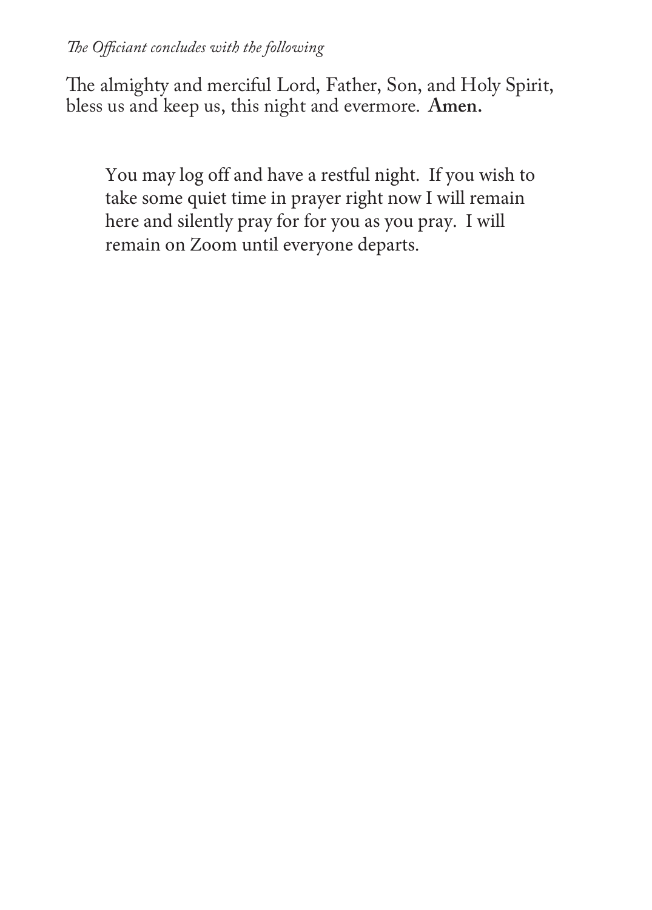*The Officiant concludes with the following*

The almighty and merciful Lord, Father, Son, and Holy Spirit, bless us and keep us, this night and evermore. **Amen.**

You may log off and have a restful night. If you wish to take some quiet time in prayer right now I will remain here and silently pray for for you as you pray. I will remain on Zoom until everyone departs.